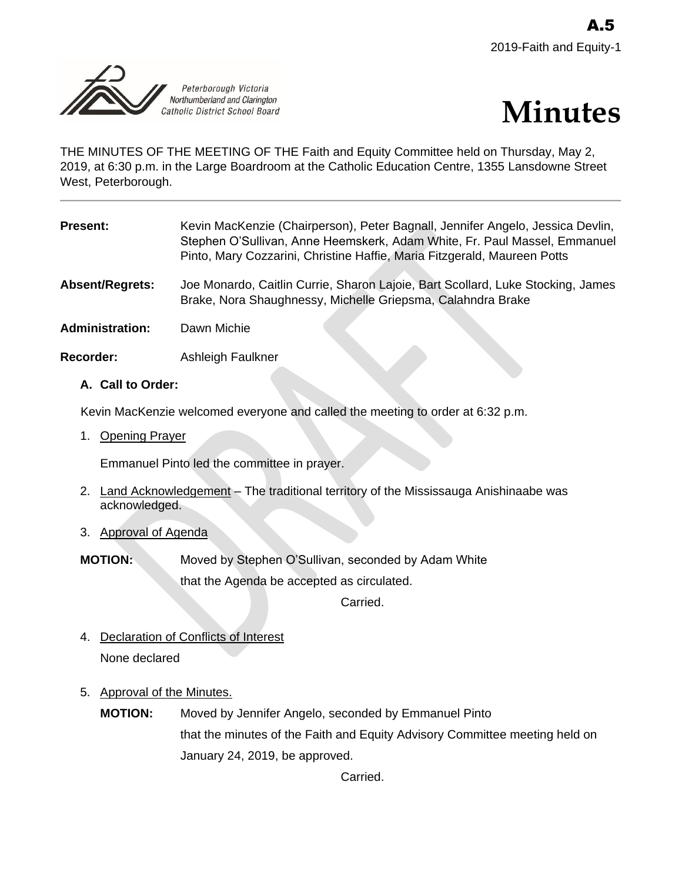A.5

2019-Faith and Equity-1

Peterborough Victoria Northumberland and Clarington Catholic District School Board

# Minutes

THE MINUTES OF THE MEETING OF THE Faith and Equity Committee held on Thursday, May 2, 2019, at 6:30 p.m. in the Large Boardroom at the Catholic Education Centre, 1355 Lansdowne Street West, Peterborough.

---

**Present:** Kevin MacKenzie (Chairperson), Peter Bagnall, Jennifer Angelo, Jessica Devlin, Stephen O'Sullivan, Anne Heemskerk, Adam White, Fr. Paul Massel, Emmanuel Pinto, Mary Cozzarini, Christine Haffie, Maria Fitzgerald, Maureen Potts

**Absent/Regrets:** Joe Monardo, Caitlin Currie, Sharon Lajoie, Bart Scollard, Luke Stocking, James Brake, Nora Shaughnessy, Michelle Griepsma, Calahndra Brake

**Administration:** Dawn Michie

**Recorder:** Ashleigh Faulkner

### A. Call to Order:

Kevin MacKenzie welcomed everyone and called the meeting to order at 6:32 p.m.

1. Opening Prayer

   Emmanuel Pinto led the committee in prayer.

2. Land Acknowledgement – The traditional territory of the Mississauga Anishinaabe was acknowledged.

3. Approval of Agenda

**MOTION:** Moved by Stephen O'Sullivan, seconded by Adam White that the Agenda be accepted as circulated.

Carried.

4. Declaration of Conflicts of Interest

   None declared

5. Approval of the Minutes.

   **MOTION:** Moved by Jennifer Angelo, seconded by Emmanuel Pinto that the minutes of the Faith and Equity Advisory Committee meeting held on January 24, 2019, be approved.

   Carried.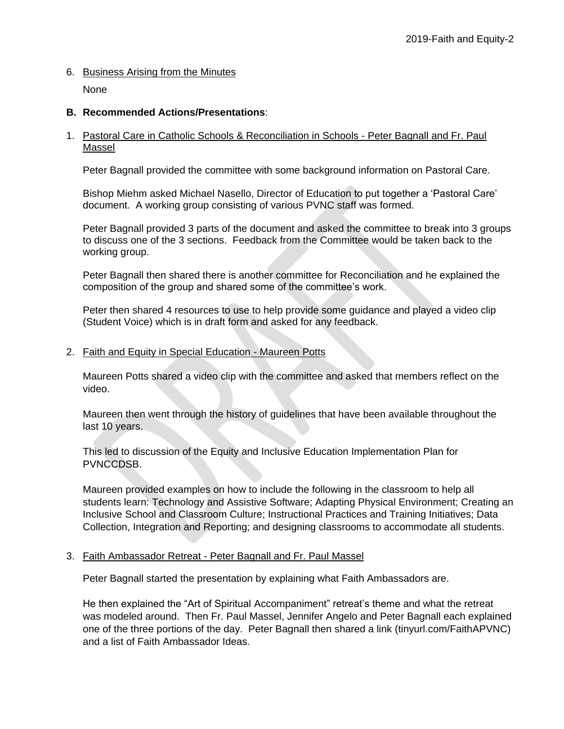6. Business Arising from the Minutes

   None

**B. Recommended Actions/Presentations**:

1. Pastoral Care in Catholic Schools & Reconciliation in Schools - Peter Bagnall and Fr. Paul Massel

   Peter Bagnall provided the committee with some background information on Pastoral Care.

   Bishop Miehm asked Michael Nasello, Director of Education to put together a 'Pastoral Care' document. A working group consisting of various PVNC staff was formed.

   Peter Bagnall provided 3 parts of the document and asked the committee to break into 3 groups to discuss one of the 3 sections. Feedback from the Committee would be taken back to the working group.

   Peter Bagnall then shared there is another committee for Reconciliation and he explained the composition of the group and shared some of the committee's work.

   Peter then shared 4 resources to use to help provide some guidance and played a video clip (Student Voice) which is in draft form and asked for any feedback.

2. Faith and Equity in Special Education - Maureen Potts

   Maureen Potts shared a video clip with the committee and asked that members reflect on the video.

   Maureen then went through the history of guidelines that have been available throughout the last 10 years.

   This led to discussion of the Equity and Inclusive Education Implementation Plan for PVNCCDSB.

   Maureen provided examples on how to include the following in the classroom to help all students learn: Technology and Assistive Software; Adapting Physical Environment; Creating an Inclusive School and Classroom Culture; Instructional Practices and Training Initiatives; Data Collection, Integration and Reporting; and designing classrooms to accommodate all students.

3. Faith Ambassador Retreat - Peter Bagnall and Fr. Paul Massel

   Peter Bagnall started the presentation by explaining what Faith Ambassadors are.

   He then explained the "Art of Spiritual Accompaniment" retreat's theme and what the retreat was modeled around. Then Fr. Paul Massel, Jennifer Angelo and Peter Bagnall each explained one of the three portions of the day. Peter Bagnall then shared a link (tinyurl.com/FaithAPVNC) and a list of Faith Ambassador Ideas.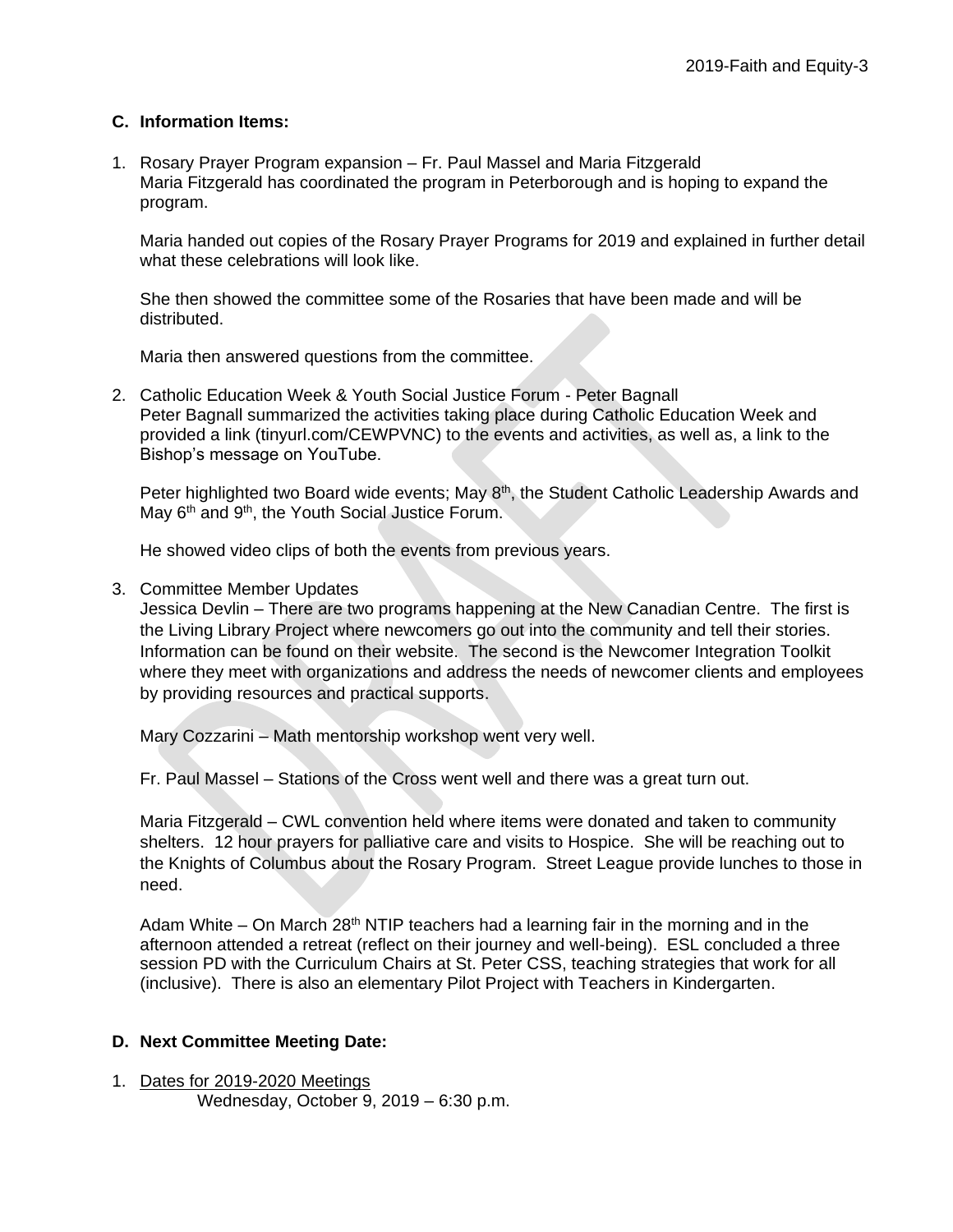## C. Information Items:

1. Rosary Prayer Program expansion – Fr. Paul Massel and Maria Fitzgerald
   Maria Fitzgerald has coordinated the program in Peterborough and is hoping to expand the program.

   Maria handed out copies of the Rosary Prayer Programs for 2019 and explained in further detail what these celebrations will look like.

   She then showed the committee some of the Rosaries that have been made and will be distributed.

   Maria then answered questions from the committee.

2. Catholic Education Week & Youth Social Justice Forum - Peter Bagnall
   Peter Bagnall summarized the activities taking place during Catholic Education Week and provided a link (tinyurl.com/CEWPVNC) to the events and activities, as well as, a link to the Bishop's message on YouTube.

   Peter highlighted two Board wide events; May 8th, the Student Catholic Leadership Awards and May 6th and 9th, the Youth Social Justice Forum.

   He showed video clips of both the events from previous years.

3. Committee Member Updates
   Jessica Devlin – There are two programs happening at the New Canadian Centre. The first is the Living Library Project where newcomers go out into the community and tell their stories. Information can be found on their website. The second is the Newcomer Integration Toolkit where they meet with organizations and address the needs of newcomer clients and employees by providing resources and practical supports.

   Mary Cozzarini – Math mentorship workshop went very well.

   Fr. Paul Massel – Stations of the Cross went well and there was a great turn out.

   Maria Fitzgerald – CWL convention held where items were donated and taken to community shelters. 12 hour prayers for palliative care and visits to Hospice. She will be reaching out to the Knights of Columbus about the Rosary Program. Street League provide lunches to those in need.

   Adam White – On March 28th NTIP teachers had a learning fair in the morning and in the afternoon attended a retreat (reflect on their journey and well-being). ESL concluded a three session PD with the Curriculum Chairs at St. Peter CSS, teaching strategies that work for all (inclusive). There is also an elementary Pilot Project with Teachers in Kindergarten.

## D. Next Committee Meeting Date:

1. <u>Dates for 2019-2020 Meetings</u>
   Wednesday, October 9, 2019 – 6:30 p.m.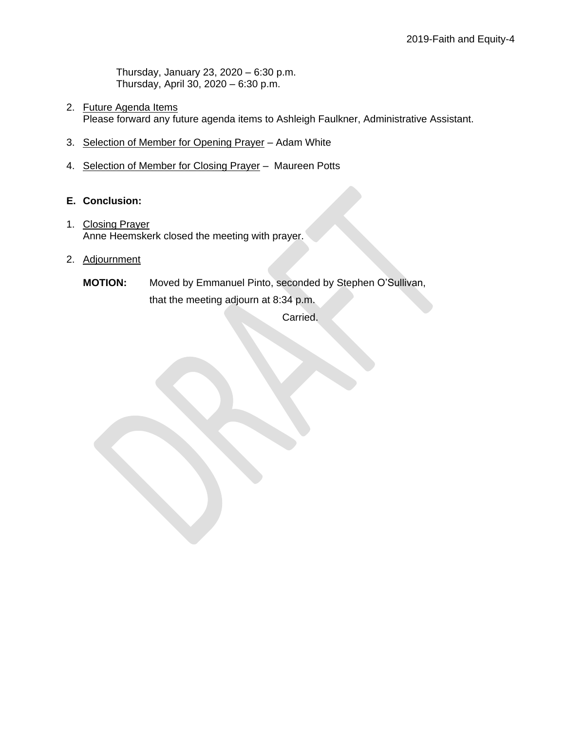Thursday, January 23, 2020 – 6:30 p.m.
Thursday, April 30, 2020 – 6:30 p.m.

2. Future Agenda Items
   Please forward any future agenda items to Ashleigh Faulkner, Administrative Assistant.

3. Selection of Member for Opening Prayer – Adam White

4. Selection of Member for Closing Prayer – Maureen Potts

**E. Conclusion:**

1. Closing Prayer
   Anne Heemskerk closed the meeting with prayer.

2. Adjournment

   **MOTION:** Moved by Emmanuel Pinto, seconded by Stephen O'Sullivan, that the meeting adjourn at 8:34 p.m.

   Carried.